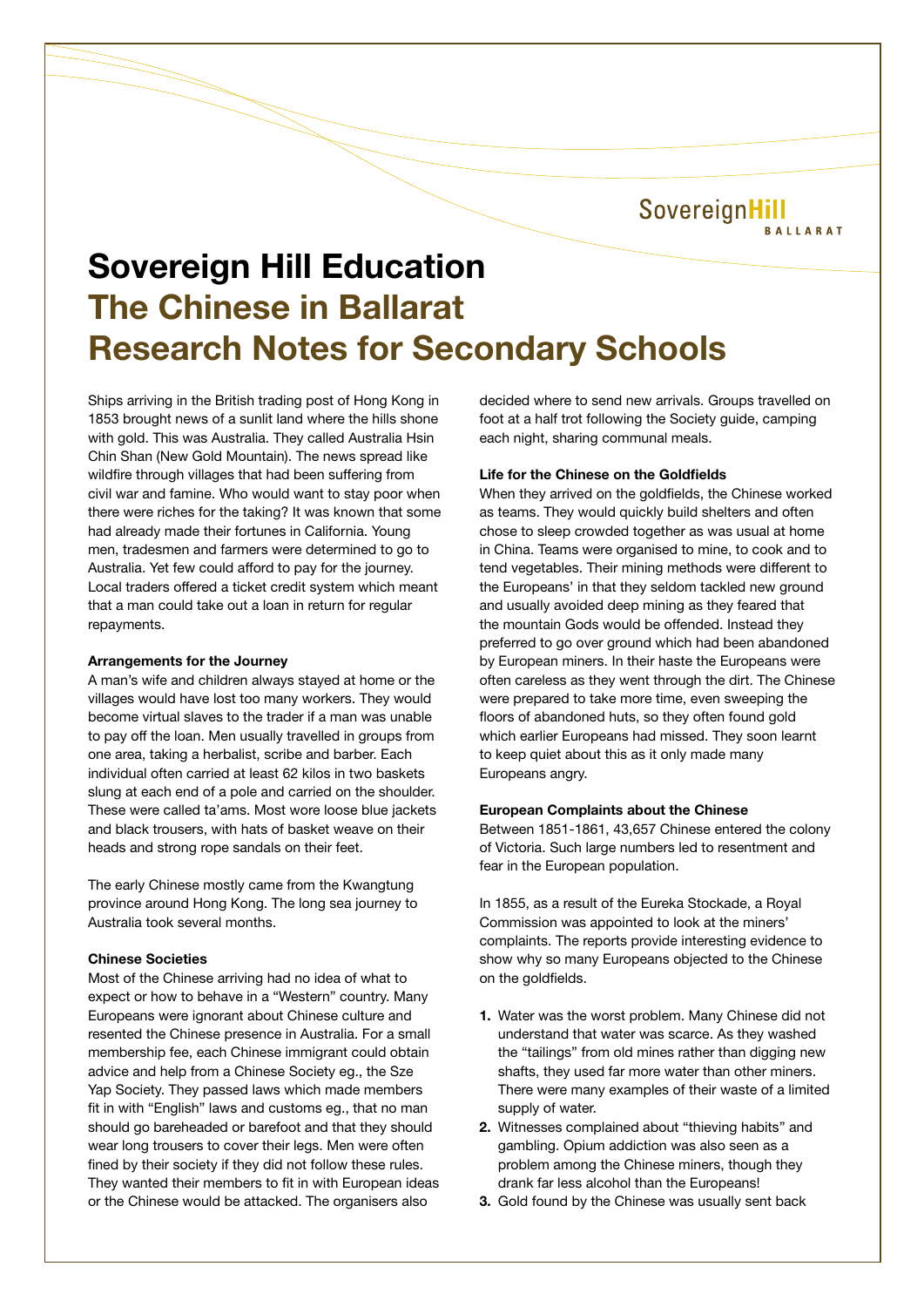# Sovereign Hill Education

## The Chinese in Ballarat
## Research Notes for Secondary Schools

Ships arriving in the British trading post of Hong Kong in 1853 brought news of a sunlit land where the hills shone with gold. This was Australia. They called Australia Hsin Chin Shan (New Gold Mountain). The news spread like wildfire through villages that had been suffering from civil war and famine. Who would want to stay poor when there were riches for the taking? It was known that some had already made their fortunes in California. Young men, tradesmen and farmers were determined to go to Australia. Yet few could afford to pay for the journey. Local traders offered a ticket credit system which meant that a man could take out a loan in return for regular repayments.

**Arrangements for the Journey**

A man's wife and children always stayed at home or the villages would have lost too many workers. They would become virtual slaves to the trader if a man was unable to pay off the loan. Men usually travelled in groups from one area, taking a herbalist, scribe and barber. Each individual often carried at least 62 kilos in two baskets slung at each end of a pole and carried on the shoulder. These were called ta'ams. Most wore loose blue jackets and black trousers, with hats of basket weave on their heads and strong rope sandals on their feet.

The early Chinese mostly came from the Kwangtung province around Hong Kong. The long sea journey to Australia took several months.

**Chinese Societies**

Most of the Chinese arriving had no idea of what to expect or how to behave in a "Western" country. Many Europeans were ignorant about Chinese culture and resented the Chinese presence in Australia. For a small membership fee, each Chinese immigrant could obtain advice and help from a Chinese Society eg., the Sze Yap Society. They passed laws which made members fit in with "English" laws and customs eg., that no man should go bareheaded or barefoot and that they should wear long trousers to cover their legs. Men were often fined by their society if they did not follow these rules. They wanted their members to fit in with European ideas or the Chinese would be attacked. The organisers also decided where to send new arrivals. Groups travelled on foot at a half trot following the Society guide, camping each night, sharing communal meals.

**Life for the Chinese on the Goldfields**

When they arrived on the goldfields, the Chinese worked as teams. They would quickly build shelters and often chose to sleep crowded together as was usual at home in China. Teams were organised to mine, to cook and to tend vegetables. Their mining methods were different to the Europeans' in that they seldom tackled new ground and usually avoided deep mining as they feared that the mountain Gods would be offended. Instead they preferred to go over ground which had been abandoned by European miners. In their haste the Europeans were often careless as they went through the dirt. The Chinese were prepared to take more time, even sweeping the floors of abandoned huts, so they often found gold which earlier Europeans had missed. They soon learnt to keep quiet about this as it only made many Europeans angry.

**European Complaints about the Chinese**

Between 1851-1861, 43,657 Chinese entered the colony of Victoria. Such large numbers led to resentment and fear in the European population.

In 1855, as a result of the Eureka Stockade, a Royal Commission was appointed to look at the miners' complaints. The reports provide interesting evidence to show why so many Europeans objected to the Chinese on the goldfields.

1. Water was the worst problem. Many Chinese did not understand that water was scarce. As they washed the "tailings" from old mines rather than digging new shafts, they used far more water than other miners. There were many examples of their waste of a limited supply of water.
2. Witnesses complained about "thieving habits" and gambling. Opium addiction was also seen as a problem among the Chinese miners, though they drank far less alcohol than the Europeans!
3. Gold found by the Chinese was usually sent back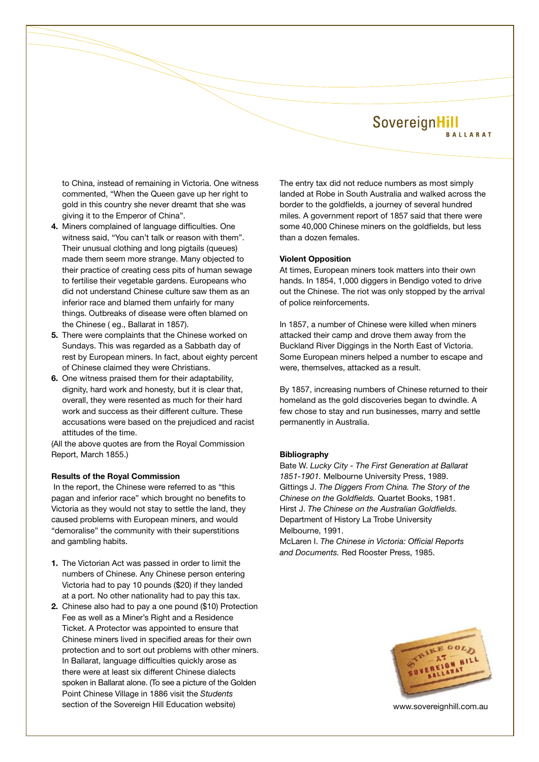to China, instead of remaining in Victoria. One witness commented, "When the Queen gave up her right to gold in this country she never dreamt that she was giving it to the Emperor of China".

4. Miners complained of language difficulties. One witness said, "You can't talk or reason with them". Their unusual clothing and long pigtails (queues) made them seem more strange. Many objected to their practice of creating cess pits of human sewage to fertilise their vegetable gardens. Europeans who did not understand Chinese culture saw them as an inferior race and blamed them unfairly for many things. Outbreaks of disease were often blamed on the Chinese ( eg., Ballarat in 1857).
5. There were complaints that the Chinese worked on Sundays. This was regarded as a Sabbath day of rest by European miners. In fact, about eighty percent of Chinese claimed they were Christians.
6. One witness praised them for their adaptability, dignity, hard work and honesty, but it is clear that, overall, they were resented as much for their hard work and success as their different culture. These accusations were based on the prejudiced and racist attitudes of the time.

(All the above quotes are from the Royal Commission Report, March 1855.)

**Results of the Royal Commission**

In the report, the Chinese were referred to as "this pagan and inferior race" which brought no benefits to Victoria as they would not stay to settle the land, they caused problems with European miners, and would "demoralise" the community with their superstitions and gambling habits.

1. The Victorian Act was passed in order to limit the numbers of Chinese. Any Chinese person entering Victoria had to pay 10 pounds ($20) if they landed at a port. No other nationality had to pay this tax.
2. Chinese also had to pay a one pound ($10) Protection Fee as well as a Miner's Right and a Residence Ticket. A Protector was appointed to ensure that Chinese miners lived in specified areas for their own protection and to sort out problems with other miners. In Ballarat, language difficulties quickly arose as there were at least six different Chinese dialects spoken in Ballarat alone. (To see a picture of the Golden Point Chinese Village in 1886 visit the *Students* section of the Sovereign Hill Education website)

The entry tax did not reduce numbers as most simply landed at Robe in South Australia and walked across the border to the goldfields, a journey of several hundred miles. A government report of 1857 said that there were some 40,000 Chinese miners on the goldfields, but less than a dozen females.

**Violent Opposition**

At times, European miners took matters into their own hands. In 1854, 1,000 diggers in Bendigo voted to drive out the Chinese. The riot was only stopped by the arrival of police reinforcements.

In 1857, a number of Chinese were killed when miners attacked their camp and drove them away from the Buckland River Diggings in the North East of Victoria. Some European miners helped a number to escape and were, themselves, attacked as a result.

By 1857, increasing numbers of Chinese returned to their homeland as the gold discoveries began to dwindle. A few chose to stay and run businesses, marry and settle permanently in Australia.

**Bibliography**

Bate W. *Lucky City - The First Generation at Ballarat 1851-1901.* Melbourne University Press, 1989.
Gittings J. *The Diggers From China. The Story of the Chinese on the Goldfields.* Quartet Books, 1981.
Hirst J. *The Chinese on the Australian Goldfields.* Department of History La Trobe University Melbourne, 1991.
McLaren I. *The Chinese in Victoria: Official Reports and Documents.* Red Rooster Press, 1985.

www.sovereignhill.com.au